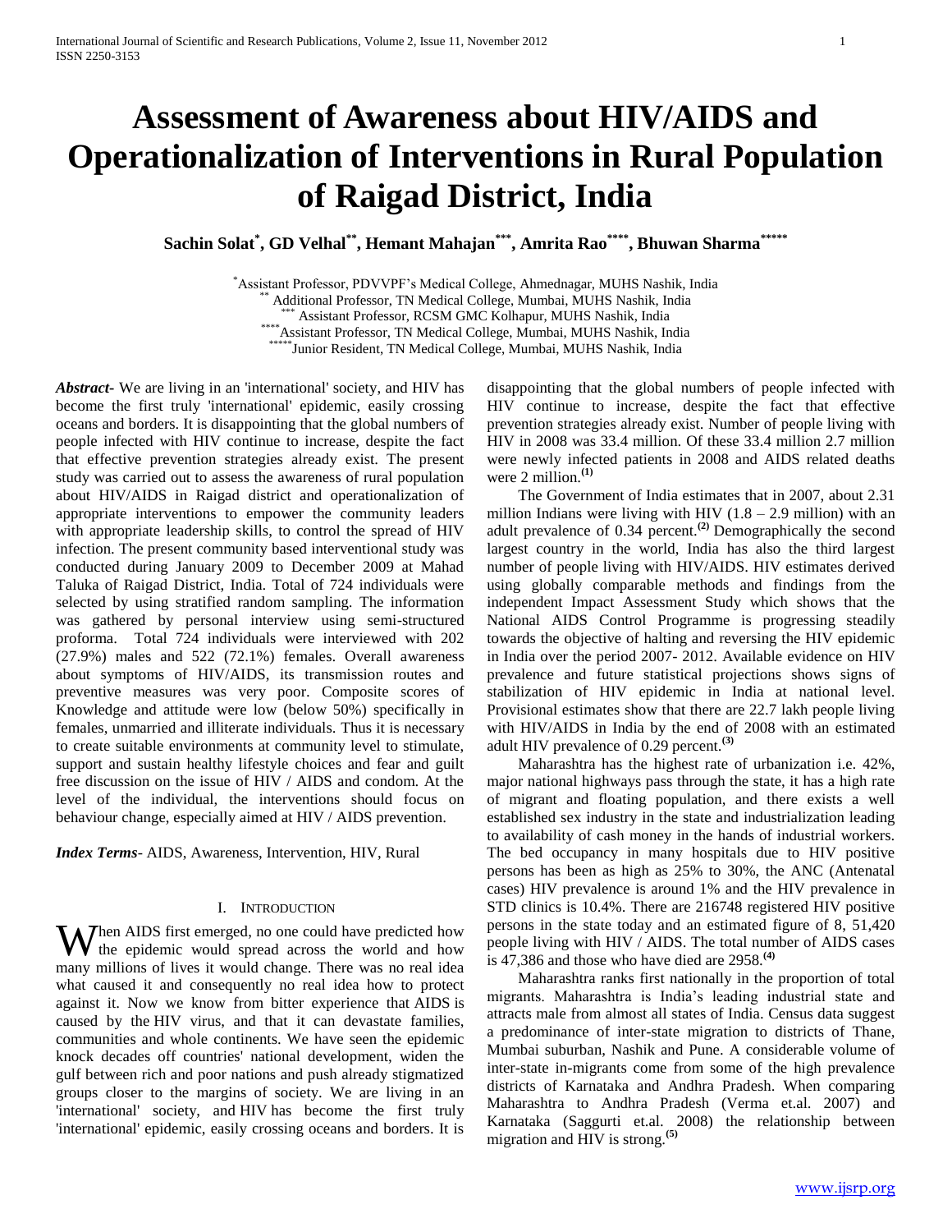# Assessment of Awareness about HIV/AIDS and Operationalization of Interventions in Rural Population of Raigad District, India

**Sachin Solat[*], GD Velhal[**], Hemant Mahajan[***], Amrita Rao[****], Bhuwan Sharma[*****]**

[*] Assistant Professor, PDVVPF's Medical College, Ahmednagar, MUHS Nashik, India
[**] Additional Professor, TN Medical College, Mumbai, MUHS Nashik, India
[***] Assistant Professor, RCSM GMC Kolhapur, MUHS Nashik, India
[****] Assistant Professor, TN Medical College, Mumbai, MUHS Nashik, India
[*****] Junior Resident, TN Medical College, Mumbai, MUHS Nashik, India

***Abstract***- We are living in an 'international' society, and HIV has become the first truly 'international' epidemic, easily crossing oceans and borders. It is disappointing that the global numbers of people infected with HIV continue to increase, despite the fact that effective prevention strategies already exist. The present study was carried out to assess the awareness of rural population about HIV/AIDS in Raigad district and operationalization of appropriate interventions to empower the community leaders with appropriate leadership skills, to control the spread of HIV infection. The present community based interventional study was conducted during January 2009 to December 2009 at Mahad Taluka of Raigad District, India. Total of 724 individuals were selected by using stratified random sampling. The information was gathered by personal interview using semi-structured proforma. Total 724 individuals were interviewed with 202 (27.9%) males and 522 (72.1%) females. Overall awareness about symptoms of HIV/AIDS, its transmission routes and preventive measures was very poor. Composite scores of Knowledge and attitude were low (below 50%) specifically in females, unmarried and illiterate individuals. Thus it is necessary to create suitable environments at community level to stimulate, support and sustain healthy lifestyle choices and fear and guilt free discussion on the issue of HIV / AIDS and condom. At the level of the individual, the interventions should focus on behaviour change, especially aimed at HIV / AIDS prevention.

***Index Terms***- AIDS, Awareness, Intervention, HIV, Rural

## I. Introduction

When AIDS first emerged, no one could have predicted how the epidemic would spread across the world and how many millions of lives it would change. There was no real idea what caused it and consequently no real idea how to protect against it. Now we know from bitter experience that AIDS is caused by the HIV virus, and that it can devastate families, communities and whole continents. We have seen the epidemic knock decades off countries' national development, widen the gulf between rich and poor nations and push already stigmatized groups closer to the margins of society. We are living in an 'international' society, and HIV has become the first truly 'international' epidemic, easily crossing oceans and borders. It is disappointing that the global numbers of people infected with HIV continue to increase, despite the fact that effective prevention strategies already exist. Number of people living with HIV in 2008 was 33.4 million. Of these 33.4 million 2.7 million were newly infected patients in 2008 and AIDS related deaths were 2 million.[(1)]

The Government of India estimates that in 2007, about 2.31 million Indians were living with HIV (1.8 – 2.9 million) with an adult prevalence of 0.34 percent.[(2)] Demographically the second largest country in the world, India has also the third largest number of people living with HIV/AIDS. HIV estimates derived using globally comparable methods and findings from the independent Impact Assessment Study which shows that the National AIDS Control Programme is progressing steadily towards the objective of halting and reversing the HIV epidemic in India over the period 2007- 2012. Available evidence on HIV prevalence and future statistical projections shows signs of stabilization of HIV epidemic in India at national level. Provisional estimates show that there are 22.7 lakh people living with HIV/AIDS in India by the end of 2008 with an estimated adult HIV prevalence of 0.29 percent.[(3)]

Maharashtra has the highest rate of urbanization i.e. 42%, major national highways pass through the state, it has a high rate of migrant and floating population, and there exists a well established sex industry in the state and industrialization leading to availability of cash money in the hands of industrial workers. The bed occupancy in many hospitals due to HIV positive persons has been as high as 25% to 30%, the ANC (Antenatal cases) HIV prevalence is around 1% and the HIV prevalence in STD clinics is 10.4%. There are 216748 registered HIV positive persons in the state today and an estimated figure of 8, 51,420 people living with HIV / AIDS. The total number of AIDS cases is 47,386 and those who have died are 2958.[(4)]

Maharashtra ranks first nationally in the proportion of total migrants. Maharashtra is India's leading industrial state and attracts male from almost all states of India. Census data suggest a predominance of inter-state migration to districts of Thane, Mumbai suburban, Nashik and Pune. A considerable volume of inter-state in-migrants come from some of the high prevalence districts of Karnataka and Andhra Pradesh. When comparing Maharashtra to Andhra Pradesh (Verma et.al. 2007) and Karnataka (Saggurti et.al. 2008) the relationship between migration and HIV is strong.[(5)]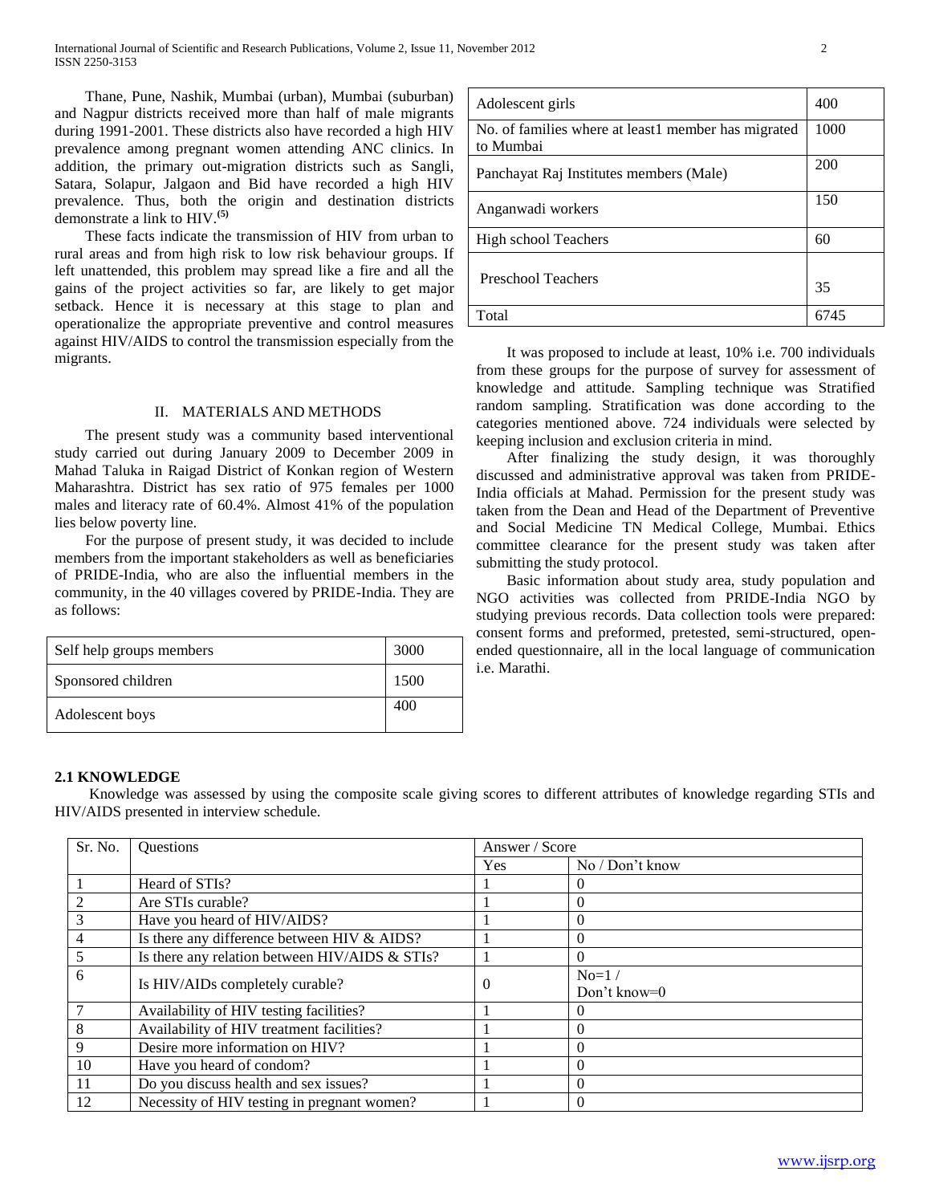Thane, Pune, Nashik, Mumbai (urban), Mumbai (suburban) and Nagpur districts received more than half of male migrants during 1991-2001. These districts also have recorded a high HIV prevalence among pregnant women attending ANC clinics. In addition, the primary out-migration districts such as Sangli, Satara, Solapur, Jalgaon and Bid have recorded a high HIV prevalence. Thus, both the origin and destination districts demonstrate a link to HIV.[5]

These facts indicate the transmission of HIV from urban to rural areas and from high risk to low risk behaviour groups. If left unattended, this problem may spread like a fire and all the gains of the project activities so far, are likely to get major setback. Hence it is necessary at this stage to plan and operationalize the appropriate preventive and control measures against HIV/AIDS to control the transmission especially from the migrants.

## II. MATERIALS AND METHODS

The present study was a community based interventional study carried out during January 2009 to December 2009 in Mahad Taluka in Raigad District of Konkan region of Western Maharashtra. District has sex ratio of 975 females per 1000 males and literacy rate of 60.4%. Almost 41% of the population lies below poverty line.

For the purpose of present study, it was decided to include members from the important stakeholders as well as beneficiaries of PRIDE-India, who are also the influential members in the community, in the 40 villages covered by PRIDE-India. They are as follows:

| | |
|---|---|
| Self help groups members | 3000 |
| Sponsored children | 1500 |
| Adolescent boys | 400 |
| Adolescent girls | 400 |
| No. of families where at least1 member has migrated to Mumbai | 1000 |
| Panchayat Raj Institutes members (Male) | 200 |
| Anganwadi workers | 150 |
| High school Teachers | 60 |
| Preschool Teachers | 35 |
| Total | 6745 |

It was proposed to include at least, 10% i.e. 700 individuals from these groups for the purpose of survey for assessment of knowledge and attitude. Sampling technique was Stratified random sampling. Stratification was done according to the categories mentioned above. 724 individuals were selected by keeping inclusion and exclusion criteria in mind.

After finalizing the study design, it was thoroughly discussed and administrative approval was taken from PRIDE-India officials at Mahad. Permission for the present study was taken from the Dean and Head of the Department of Preventive and Social Medicine TN Medical College, Mumbai. Ethics committee clearance for the present study was taken after submitting the study protocol.

Basic information about study area, study population and NGO activities was collected from PRIDE-India NGO by studying previous records. Data collection tools were prepared: consent forms and preformed, pretested, semi-structured, open-ended questionnaire, all in the local language of communication i.e. Marathi.

### 2.1 KNOWLEDGE

Knowledge was assessed by using the composite scale giving scores to different attributes of knowledge regarding STIs and HIV/AIDS presented in interview schedule.

| Sr. No. | Questions | Answer / Score | |
|---|---|---|---|
| | | Yes | No / Don't know |
| 1 | Heard of STIs? | 1 | 0 |
| 2 | Are STIs curable? | 1 | 0 |
| 3 | Have you heard of HIV/AIDS? | 1 | 0 |
| 4 | Is there any difference between HIV & AIDS? | 1 | 0 |
| 5 | Is there any relation between HIV/AIDS & STIs? | 1 | 0 |
| 6 | Is HIV/AIDs completely curable? | 0 | No=1 / Don't know=0 |
| 7 | Availability of HIV testing facilities? | 1 | 0 |
| 8 | Availability of HIV treatment facilities? | 1 | 0 |
| 9 | Desire more information on HIV? | 1 | 0 |
| 10 | Have you heard of condom? | 1 | 0 |
| 11 | Do you discuss health and sex issues? | 1 | 0 |
| 12 | Necessity of HIV testing in pregnant women? | 1 | 0 |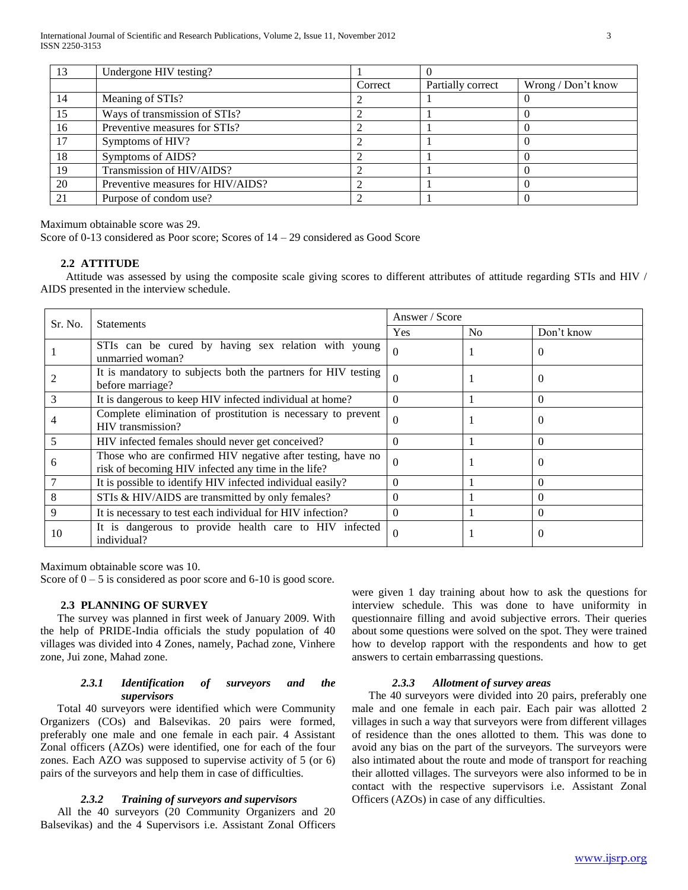| | | | | |
|---|---|---|---|---|
| 13 | Undergone HIV testing? | 1 | 0 | |
| | | Correct | Partially correct | Wrong / Don't know |
| 14 | Meaning of STIs? | 2 | 1 | 0 |
| 15 | Ways of transmission of STIs? | 2 | 1 | 0 |
| 16 | Preventive measures for STIs? | 2 | 1 | 0 |
| 17 | Symptoms of HIV? | 2 | 1 | 0 |
| 18 | Symptoms of AIDS? | 2 | 1 | 0 |
| 19 | Transmission of HIV/AIDS? | 2 | 1 | 0 |
| 20 | Preventive measures for HIV/AIDS? | 2 | 1 | 0 |
| 21 | Purpose of condom use? | 2 | 1 | 0 |

Maximum obtainable score was 29.

Score of 0-13 considered as Poor score; Scores of 14 – 29 considered as Good Score

## 2.2 ATTITUDE

Attitude was assessed by using the composite scale giving scores to different attributes of attitude regarding STIs and HIV / AIDS presented in the interview schedule.

| Sr. No. | Statements | Answer / Score | | |
|---|---|---|---|---|
| | | Yes | No | Don't know |
| 1 | STIs can be cured by having sex relation with young unmarried woman? | 0 | 1 | 0 |
| 2 | It is mandatory to subjects both the partners for HIV testing before marriage? | 0 | 1 | 0 |
| 3 | It is dangerous to keep HIV infected individual at home? | 0 | 1 | 0 |
| 4 | Complete elimination of prostitution is necessary to prevent HIV transmission? | 0 | 1 | 0 |
| 5 | HIV infected females should never get conceived? | 0 | 1 | 0 |
| 6 | Those who are confirmed HIV negative after testing, have no risk of becoming HIV infected any time in the life? | 0 | 1 | 0 |
| 7 | It is possible to identify HIV infected individual easily? | 0 | 1 | 0 |
| 8 | STIs & HIV/AIDS are transmitted by only females? | 0 | 1 | 0 |
| 9 | It is necessary to test each individual for HIV infection? | 0 | 1 | 0 |
| 10 | It is dangerous to provide health care to HIV infected individual? | 0 | 1 | 0 |

Maximum obtainable score was 10.

Score of 0 – 5 is considered as poor score and 6-10 is good score.

## 2.3 PLANNING OF SURVEY

The survey was planned in first week of January 2009. With the help of PRIDE-India officials the study population of 40 villages was divided into 4 Zones, namely, Pachad zone, Vinhere zone, Jui zone, Mahad zone.

### *2.3.1 Identification of surveyors and the supervisors*

Total 40 surveyors were identified which were Community Organizers (COs) and Balsevikas. 20 pairs were formed, preferably one male and one female in each pair. 4 Assistant Zonal officers (AZOs) were identified, one for each of the four zones. Each AZO was supposed to supervise activity of 5 (or 6) pairs of the surveyors and help them in case of difficulties.

### *2.3.2 Training of surveyors and supervisors*

All the 40 surveyors (20 Community Organizers and 20 Balsevikas) and the 4 Supervisors i.e. Assistant Zonal Officers were given 1 day training about how to ask the questions for interview schedule. This was done to have uniformity in questionnaire filling and avoid subjective errors. Their queries about some questions were solved on the spot. They were trained how to develop rapport with the respondents and how to get answers to certain embarrassing questions.

### *2.3.3 Allotment of survey areas*

The 40 surveyors were divided into 20 pairs, preferably one male and one female in each pair. Each pair was allotted 2 villages in such a way that surveyors were from different villages of residence than the ones allotted to them. This was done to avoid any bias on the part of the surveyors. The surveyors were also intimated about the route and mode of transport for reaching their allotted villages. The surveyors were also informed to be in contact with the respective supervisors i.e. Assistant Zonal Officers (AZOs) in case of any difficulties.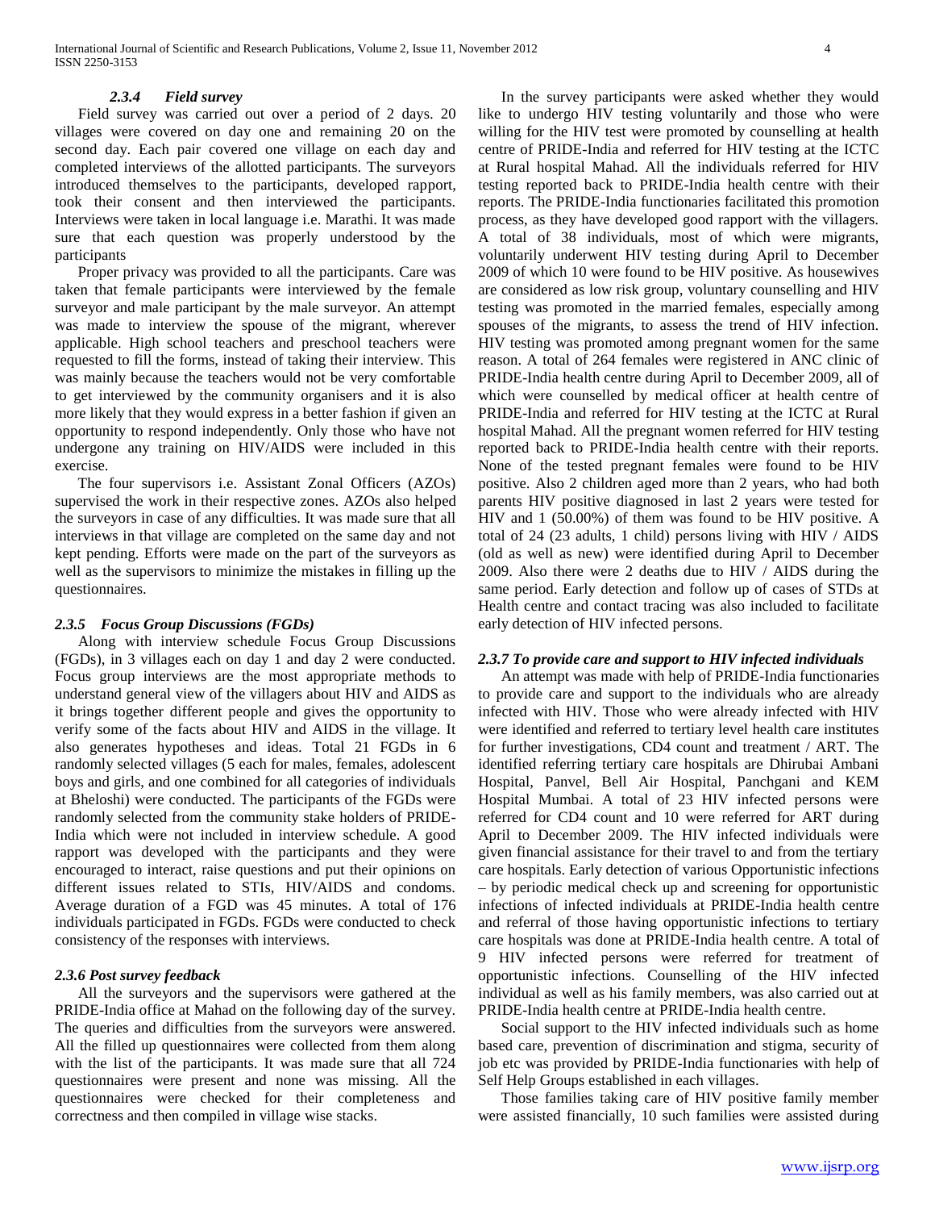#### *2.3.4 Field survey*

Field survey was carried out over a period of 2 days. 20 villages were covered on day one and remaining 20 on the second day. Each pair covered one village on each day and completed interviews of the allotted participants. The surveyors introduced themselves to the participants, developed rapport, took their consent and then interviewed the participants. Interviews were taken in local language i.e. Marathi. It was made sure that each question was properly understood by the participants

Proper privacy was provided to all the participants. Care was taken that female participants were interviewed by the female surveyor and male participant by the male surveyor. An attempt was made to interview the spouse of the migrant, wherever applicable. High school teachers and preschool teachers were requested to fill the forms, instead of taking their interview. This was mainly because the teachers would not be very comfortable to get interviewed by the community organisers and it is also more likely that they would express in a better fashion if given an opportunity to respond independently. Only those who have not undergone any training on HIV/AIDS were included in this exercise.

The four supervisors i.e. Assistant Zonal Officers (AZOs) supervised the work in their respective zones. AZOs also helped the surveyors in case of any difficulties. It was made sure that all interviews in that village are completed on the same day and not kept pending. Efforts were made on the part of the surveyors as well as the supervisors to minimize the mistakes in filling up the questionnaires.

#### *2.3.5 Focus Group Discussions (FGDs)*

Along with interview schedule Focus Group Discussions (FGDs), in 3 villages each on day 1 and day 2 were conducted. Focus group interviews are the most appropriate methods to understand general view of the villagers about HIV and AIDS as it brings together different people and gives the opportunity to verify some of the facts about HIV and AIDS in the village. It also generates hypotheses and ideas. Total 21 FGDs in 6 randomly selected villages (5 each for males, females, adolescent boys and girls, and one combined for all categories of individuals at Bheloshi) were conducted. The participants of the FGDs were randomly selected from the community stake holders of PRIDE-India which were not included in interview schedule. A good rapport was developed with the participants and they were encouraged to interact, raise questions and put their opinions on different issues related to STIs, HIV/AIDS and condoms. Average duration of a FGD was 45 minutes. A total of 176 individuals participated in FGDs. FGDs were conducted to check consistency of the responses with interviews.

#### *2.3.6 Post survey feedback*

All the surveyors and the supervisors were gathered at the PRIDE-India office at Mahad on the following day of the survey. The queries and difficulties from the surveyors were answered. All the filled up questionnaires were collected from them along with the list of the participants. It was made sure that all 724 questionnaires were present and none was missing. All the questionnaires were checked for their completeness and correctness and then compiled in village wise stacks.

In the survey participants were asked whether they would like to undergo HIV testing voluntarily and those who were willing for the HIV test were promoted by counselling at health centre of PRIDE-India and referred for HIV testing at the ICTC at Rural hospital Mahad. All the individuals referred for HIV testing reported back to PRIDE-India health centre with their reports. The PRIDE-India functionaries facilitated this promotion process, as they have developed good rapport with the villagers. A total of 38 individuals, most of which were migrants, voluntarily underwent HIV testing during April to December 2009 of which 10 were found to be HIV positive. As housewives are considered as low risk group, voluntary counselling and HIV testing was promoted in the married females, especially among spouses of the migrants, to assess the trend of HIV infection. HIV testing was promoted among pregnant women for the same reason. A total of 264 females were registered in ANC clinic of PRIDE-India health centre during April to December 2009, all of which were counselled by medical officer at health centre of PRIDE-India and referred for HIV testing at the ICTC at Rural hospital Mahad. All the pregnant women referred for HIV testing reported back to PRIDE-India health centre with their reports. None of the tested pregnant females were found to be HIV positive. Also 2 children aged more than 2 years, who had both parents HIV positive diagnosed in last 2 years were tested for HIV and 1 (50.00%) of them was found to be HIV positive. A total of 24 (23 adults, 1 child) persons living with HIV / AIDS (old as well as new) were identified during April to December 2009. Also there were 2 deaths due to HIV / AIDS during the same period. Early detection and follow up of cases of STDs at Health centre and contact tracing was also included to facilitate early detection of HIV infected persons.

#### *2.3.7 To provide care and support to HIV infected individuals*

An attempt was made with help of PRIDE-India functionaries to provide care and support to the individuals who are already infected with HIV. Those who were already infected with HIV were identified and referred to tertiary level health care institutes for further investigations, CD4 count and treatment / ART. The identified referring tertiary care hospitals are Dhirubai Ambani Hospital, Panvel, Bell Air Hospital, Panchgani and KEM Hospital Mumbai. A total of 23 HIV infected persons were referred for CD4 count and 10 were referred for ART during April to December 2009. The HIV infected individuals were given financial assistance for their travel to and from the tertiary care hospitals. Early detection of various Opportunistic infections – by periodic medical check up and screening for opportunistic infections of infected individuals at PRIDE-India health centre and referral of those having opportunistic infections to tertiary care hospitals was done at PRIDE-India health centre. A total of 9 HIV infected persons were referred for treatment of opportunistic infections. Counselling of the HIV infected individual as well as his family members, was also carried out at PRIDE-India health centre at PRIDE-India health centre.

Social support to the HIV infected individuals such as home based care, prevention of discrimination and stigma, security of job etc was provided by PRIDE-India functionaries with help of Self Help Groups established in each villages.

Those families taking care of HIV positive family member were assisted financially, 10 such families were assisted during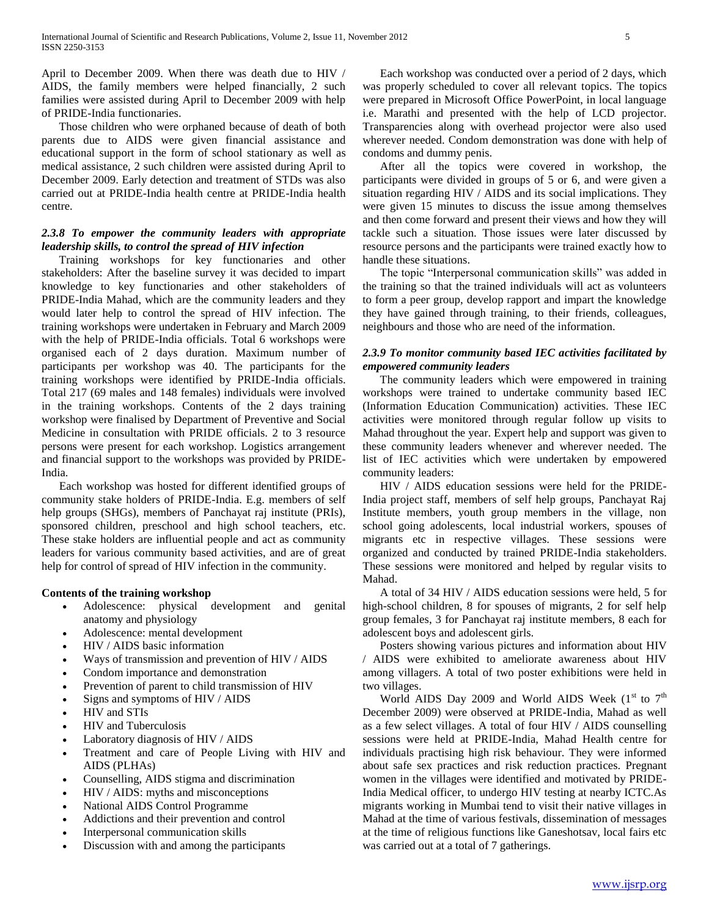April to December 2009. When there was death due to HIV / AIDS, the family members were helped financially, 2 such families were assisted during April to December 2009 with help of PRIDE-India functionaries.

Those children who were orphaned because of death of both parents due to AIDS were given financial assistance and educational support in the form of school stationary as well as medical assistance, 2 such children were assisted during April to December 2009. Early detection and treatment of STDs was also carried out at PRIDE-India health centre at PRIDE-India health centre.

### *2.3.8 To empower the community leaders with appropriate leadership skills, to control the spread of HIV infection*

Training workshops for key functionaries and other stakeholders: After the baseline survey it was decided to impart knowledge to key functionaries and other stakeholders of PRIDE-India Mahad, which are the community leaders and they would later help to control the spread of HIV infection. The training workshops were undertaken in February and March 2009 with the help of PRIDE-India officials. Total 6 workshops were organised each of 2 days duration. Maximum number of participants per workshop was 40. The participants for the training workshops were identified by PRIDE-India officials. Total 217 (69 males and 148 females) individuals were involved in the training workshops. Contents of the 2 days training workshop were finalised by Department of Preventive and Social Medicine in consultation with PRIDE officials. 2 to 3 resource persons were present for each workshop. Logistics arrangement and financial support to the workshops was provided by PRIDE-India.

Each workshop was hosted for different identified groups of community stake holders of PRIDE-India. E.g. members of self help groups (SHGs), members of Panchayat raj institute (PRIs), sponsored children, preschool and high school teachers, etc. These stake holders are influential people and act as community leaders for various community based activities, and are of great help for control of spread of HIV infection in the community.

**Contents of the training workshop**

- Adolescence: physical development and genital anatomy and physiology
- Adolescence: mental development
- HIV / AIDS basic information
- Ways of transmission and prevention of HIV / AIDS
- Condom importance and demonstration
- Prevention of parent to child transmission of HIV
- Signs and symptoms of HIV / AIDS
- HIV and STIs
- HIV and Tuberculosis
- Laboratory diagnosis of HIV / AIDS
- Treatment and care of People Living with HIV and AIDS (PLHAs)
- Counselling, AIDS stigma and discrimination
- HIV / AIDS: myths and misconceptions
- National AIDS Control Programme
- Addictions and their prevention and control
- Interpersonal communication skills
- Discussion with and among the participants

Each workshop was conducted over a period of 2 days, which was properly scheduled to cover all relevant topics. The topics were prepared in Microsoft Office PowerPoint, in local language i.e. Marathi and presented with the help of LCD projector. Transparencies along with overhead projector were also used wherever needed. Condom demonstration was done with help of condoms and dummy penis.

After all the topics were covered in workshop, the participants were divided in groups of 5 or 6, and were given a situation regarding HIV / AIDS and its social implications. They were given 15 minutes to discuss the issue among themselves and then come forward and present their views and how they will tackle such a situation. Those issues were later discussed by resource persons and the participants were trained exactly how to handle these situations.

The topic "Interpersonal communication skills" was added in the training so that the trained individuals will act as volunteers to form a peer group, develop rapport and impart the knowledge they have gained through training, to their friends, colleagues, neighbours and those who are need of the information.

### *2.3.9 To monitor community based IEC activities facilitated by empowered community leaders*

The community leaders which were empowered in training workshops were trained to undertake community based IEC (Information Education Communication) activities. These IEC activities were monitored through regular follow up visits to Mahad throughout the year. Expert help and support was given to these community leaders whenever and wherever needed. The list of IEC activities which were undertaken by empowered community leaders:

HIV / AIDS education sessions were held for the PRIDE-India project staff, members of self help groups, Panchayat Raj Institute members, youth group members in the village, non school going adolescents, local industrial workers, spouses of migrants etc in respective villages. These sessions were organized and conducted by trained PRIDE-India stakeholders. These sessions were monitored and helped by regular visits to Mahad.

A total of 34 HIV / AIDS education sessions were held, 5 for high-school children, 8 for spouses of migrants, 2 for self help group females, 3 for Panchayat raj institute members, 8 each for adolescent boys and adolescent girls.

Posters showing various pictures and information about HIV / AIDS were exhibited to ameliorate awareness about HIV among villagers. A total of two poster exhibitions were held in two villages.

World AIDS Day 2009 and World AIDS Week (1st to 7th December 2009) were observed at PRIDE-India, Mahad as well as a few select villages. A total of four HIV / AIDS counselling sessions were held at PRIDE-India, Mahad Health centre for individuals practising high risk behaviour. They were informed about safe sex practices and risk reduction practices. Pregnant women in the villages were identified and motivated by PRIDE-India Medical officer, to undergo HIV testing at nearby ICTC.As migrants working in Mumbai tend to visit their native villages in Mahad at the time of various festivals, dissemination of messages at the time of religious functions like Ganeshotsav, local fairs etc was carried out at a total of 7 gatherings.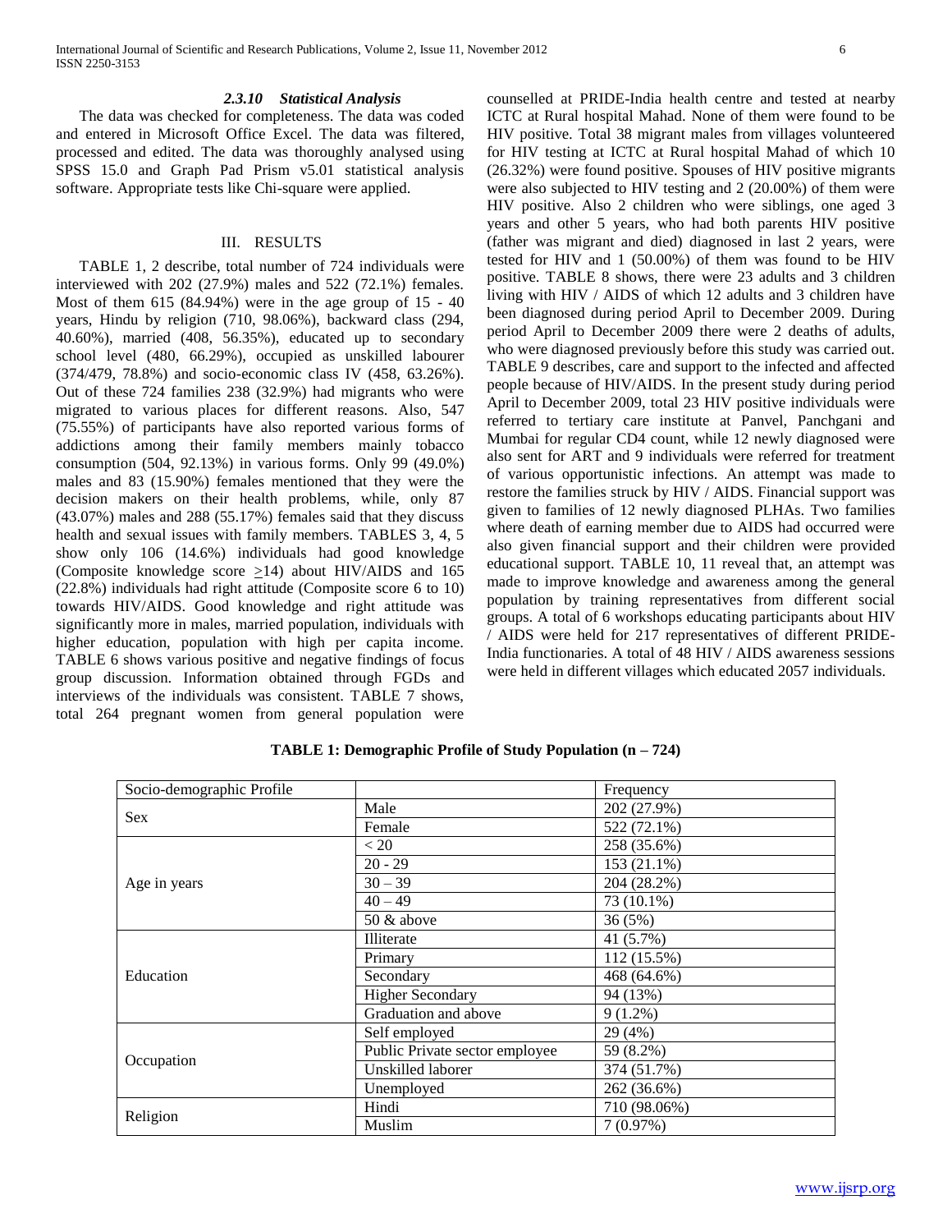#### *2.3.10 Statistical Analysis*

The data was checked for completeness. The data was coded and entered in Microsoft Office Excel. The data was filtered, processed and edited. The data was thoroughly analysed using SPSS 15.0 and Graph Pad Prism v5.01 statistical analysis software. Appropriate tests like Chi-square were applied.

## III. RESULTS

TABLE 1, 2 describe, total number of 724 individuals were interviewed with 202 (27.9%) males and 522 (72.1%) females. Most of them 615 (84.94%) were in the age group of 15 - 40 years, Hindu by religion (710, 98.06%), backward class (294, 40.60%), married (408, 56.35%), educated up to secondary school level (480, 66.29%), occupied as unskilled labourer (374/479, 78.8%) and socio-economic class IV (458, 63.26%). Out of these 724 families 238 (32.9%) had migrants who were migrated to various places for different reasons. Also, 547 (75.55%) of participants have also reported various forms of addictions among their family members mainly tobacco consumption (504, 92.13%) in various forms. Only 99 (49.0%) males and 83 (15.90%) females mentioned that they were the decision makers on their health problems, while, only 87 (43.07%) males and 288 (55.17%) females said that they discuss health and sexual issues with family members. TABLES 3, 4, 5 show only 106 (14.6%) individuals had good knowledge (Composite knowledge score $\geq$14) about HIV/AIDS and 165 (22.8%) individuals had right attitude (Composite score 6 to 10) towards HIV/AIDS. Good knowledge and right attitude was significantly more in males, married population, individuals with higher education, population with high per capita income. TABLE 6 shows various positive and negative findings of focus group discussion. Information obtained through FGDs and interviews of the individuals was consistent. TABLE 7 shows, total 264 pregnant women from general population were counselled at PRIDE-India health centre and tested at nearby ICTC at Rural hospital Mahad. None of them were found to be HIV positive. Total 38 migrant males from villages volunteered for HIV testing at ICTC at Rural hospital Mahad of which 10 (26.32%) were found positive. Spouses of HIV positive migrants were also subjected to HIV testing and 2 (20.00%) of them were HIV positive. Also 2 children who were siblings, one aged 3 years and other 5 years, who had both parents HIV positive (father was migrant and died) diagnosed in last 2 years, were tested for HIV and 1 (50.00%) of them was found to be HIV positive. TABLE 8 shows, there were 23 adults and 3 children living with HIV / AIDS of which 12 adults and 3 children have been diagnosed during period April to December 2009. During period April to December 2009 there were 2 deaths of adults, who were diagnosed previously before this study was carried out. TABLE 9 describes, care and support to the infected and affected people because of HIV/AIDS. In the present study during period April to December 2009, total 23 HIV positive individuals were referred to tertiary care institute at Panvel, Panchgani and Mumbai for regular CD4 count, while 12 newly diagnosed were also sent for ART and 9 individuals were referred for treatment of various opportunistic infections. An attempt was made to restore the families struck by HIV / AIDS. Financial support was given to families of 12 newly diagnosed PLHAs. Two families where death of earning member due to AIDS had occurred were also given financial support and their children were provided educational support. TABLE 10, 11 reveal that, an attempt was made to improve knowledge and awareness among the general population by training representatives from different social groups. A total of 6 workshops educating participants about HIV / AIDS were held for 217 representatives of different PRIDE-India functionaries. A total of 48 HIV / AIDS awareness sessions were held in different villages which educated 2057 individuals.

**TABLE 1: Demographic Profile of Study Population (n – 724)**

| Socio-demographic Profile | | Frequency |
|---|---|---|
| Sex | Male | 202 (27.9%) |
| | Female | 522 (72.1%) |
| Age in years | < 20 | 258 (35.6%) |
| | 20 - 29 | 153 (21.1%) |
| | 30 – 39 | 204 (28.2%) |
| | 40 – 49 | 73 (10.1%) |
| | 50 & above | 36 (5%) |
| Education | Illiterate | 41 (5.7%) |
| | Primary | 112 (15.5%) |
| | Secondary | 468 (64.6%) |
| | Higher Secondary | 94 (13%) |
| | Graduation and above | 9 (1.2%) |
| Occupation | Self employed | 29 (4%) |
| | Public Private sector employee | 59 (8.2%) |
| | Unskilled laborer | 374 (51.7%) |
| | Unemployed | 262 (36.6%) |
| Religion | Hindi | 710 (98.06%) |
| | Muslim | 7 (0.97%) |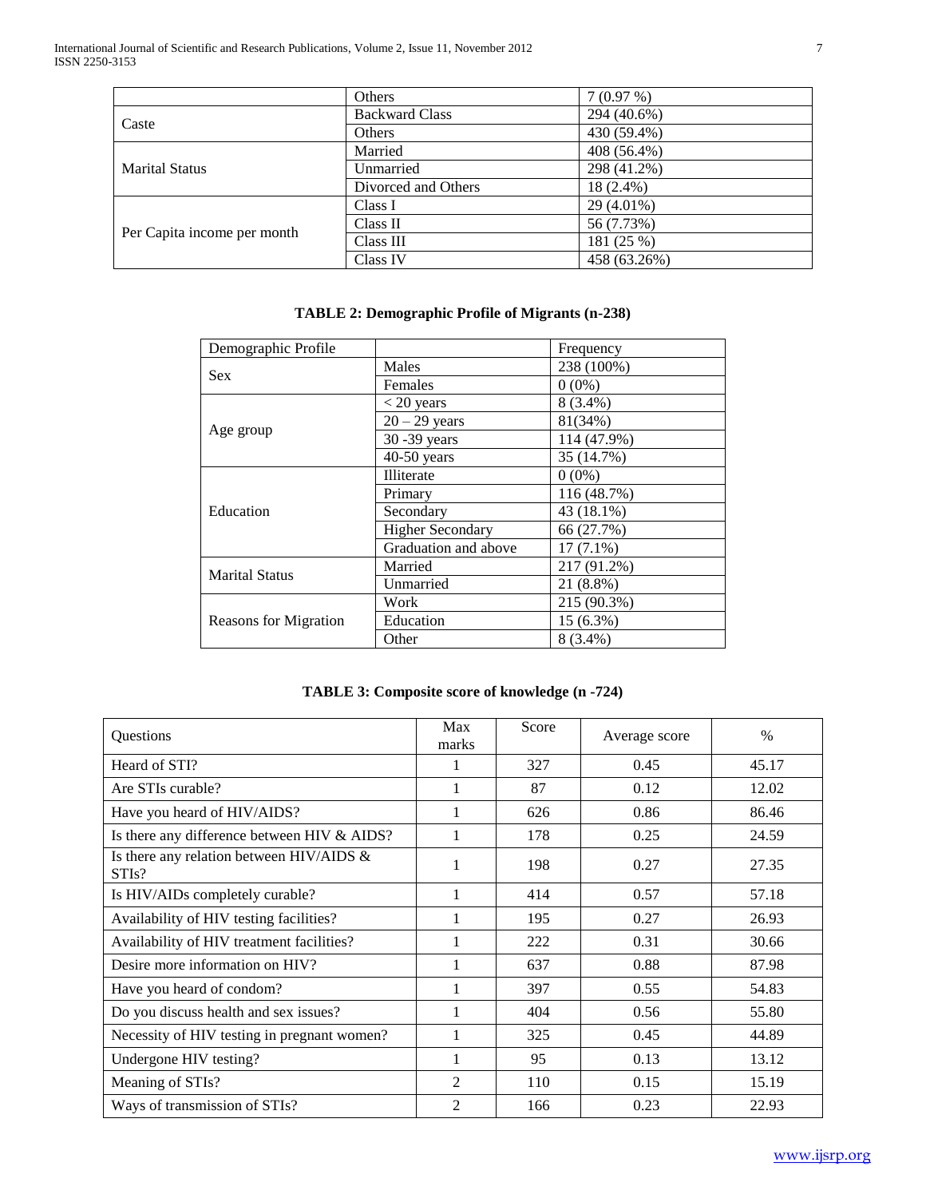| | | |
|---|---|---|
| | Others | 7 (0.97 %) |
| Caste | Backward Class | 294 (40.6%) |
| | Others | 430 (59.4%) |
| Marital Status | Married | 408 (56.4%) |
| | Unmarried | 298 (41.2%) |
| | Divorced and Others | 18 (2.4%) |
| Per Capita income per month | Class I | 29 (4.01%) |
| | Class II | 56 (7.73%) |
| | Class III | 181 (25 %) |
| | Class IV | 458 (63.26%) |

**TABLE 2: Demographic Profile of Migrants (n-238)**

| Demographic Profile | | Frequency |
|---|---|---|
| Sex | Males | 238 (100%) |
| | Females | 0 (0%) |
| Age group | < 20 years | 8 (3.4%) |
| | 20 – 29 years | 81(34%) |
| | 30 -39 years | 114 (47.9%) |
| | 40-50 years | 35 (14.7%) |
| Education | Illiterate | 0 (0%) |
| | Primary | 116 (48.7%) |
| | Secondary | 43 (18.1%) |
| | Higher Secondary | 66 (27.7%) |
| | Graduation and above | 17 (7.1%) |
| Marital Status | Married | 217 (91.2%) |
| | Unmarried | 21 (8.8%) |
| Reasons for Migration | Work | 215 (90.3%) |
| | Education | 15 (6.3%) |
| | Other | 8 (3.4%) |

**TABLE 3: Composite score of knowledge (n -724)**

| Questions | Max marks | Score | Average score | % |
|---|---|---|---|---|
| Heard of STI? | 1 | 327 | 0.45 | 45.17 |
| Are STIs curable? | 1 | 87 | 0.12 | 12.02 |
| Have you heard of HIV/AIDS? | 1 | 626 | 0.86 | 86.46 |
| Is there any difference between HIV & AIDS? | 1 | 178 | 0.25 | 24.59 |
| Is there any relation between HIV/AIDS & STIs? | 1 | 198 | 0.27 | 27.35 |
| Is HIV/AIDs completely curable? | 1 | 414 | 0.57 | 57.18 |
| Availability of HIV testing facilities? | 1 | 195 | 0.27 | 26.93 |
| Availability of HIV treatment facilities? | 1 | 222 | 0.31 | 30.66 |
| Desire more information on HIV? | 1 | 637 | 0.88 | 87.98 |
| Have you heard of condom? | 1 | 397 | 0.55 | 54.83 |
| Do you discuss health and sex issues? | 1 | 404 | 0.56 | 55.80 |
| Necessity of HIV testing in pregnant women? | 1 | 325 | 0.45 | 44.89 |
| Undergone HIV testing? | 1 | 95 | 0.13 | 13.12 |
| Meaning of STIs? | 2 | 110 | 0.15 | 15.19 |
| Ways of transmission of STIs? | 2 | 166 | 0.23 | 22.93 |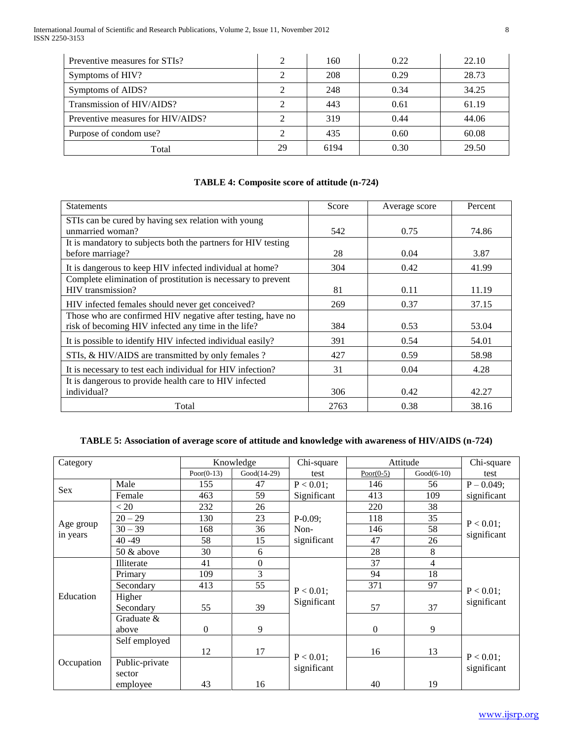| | | | | |
|---|---|---|---|---|
| Preventive measures for STIs? | 2 | 160 | 0.22 | 22.10 |
| Symptoms of HIV? | 2 | 208 | 0.29 | 28.73 |
| Symptoms of AIDS? | 2 | 248 | 0.34 | 34.25 |
| Transmission of HIV/AIDS? | 2 | 443 | 0.61 | 61.19 |
| Preventive measures for HIV/AIDS? | 2 | 319 | 0.44 | 44.06 |
| Purpose of condom use? | 2 | 435 | 0.60 | 60.08 |
| Total | 29 | 6194 | 0.30 | 29.50 |

**TABLE 4: Composite score of attitude (n-724)**

| Statements | Score | Average score | Percent |
|---|---|---|---|
| STIs can be cured by having sex relation with young unmarried woman? | 542 | 0.75 | 74.86 |
| It is mandatory to subjects both the partners for HIV testing before marriage? | 28 | 0.04 | 3.87 |
| It is dangerous to keep HIV infected individual at home? | 304 | 0.42 | 41.99 |
| Complete elimination of prostitution is necessary to prevent HIV transmission? | 81 | 0.11 | 11.19 |
| HIV infected females should never get conceived? | 269 | 0.37 | 37.15 |
| Those who are confirmed HIV negative after testing, have no risk of becoming HIV infected any time in the life? | 384 | 0.53 | 53.04 |
| It is possible to identify HIV infected individual easily? | 391 | 0.54 | 54.01 |
| STIs, & HIV/AIDS are transmitted by only females ? | 427 | 0.59 | 58.98 |
| It is necessary to test each individual for HIV infection? | 31 | 0.04 | 4.28 |
| It is dangerous to provide health care to HIV infected individual? | 306 | 0.42 | 42.27 |
| Total | 2763 | 0.38 | 38.16 |

**TABLE 5: Association of average score of attitude and knowledge with awareness of HIV/AIDS (n-724)**

| Category | | Knowledge | | Chi-square test | Attitude | | Chi-square test |
|---|---|---|---|---|---|---|---|
| | | Poor(0-13) | Good(14-29) | | Poor(0-5) | Good(6-10) | |
| Sex | Male | 155 | 47 | P < 0.01; Significant | 146 | 56 | P – 0.049; significant |
| | Female | 463 | 59 | | 413 | 109 | |
| Age group in years | < 20 | 232 | 26 | P-0.09; Non-significant | 220 | 38 | P < 0.01; significant |
| | 20 – 29 | 130 | 23 | | 118 | 35 | |
| | 30 – 39 | 168 | 36 | | 146 | 58 | |
| | 40 -49 | 58 | 15 | | 47 | 26 | |
| | 50 & above | 30 | 6 | | 28 | 8 | |
| Education | Illiterate | 41 | 0 | P < 0.01; Significant | 37 | 4 | P < 0.01; significant |
| | Primary | 109 | 3 | | 94 | 18 | |
| | Secondary | 413 | 55 | | 371 | 97 | |
| | Higher Secondary | 55 | 39 | | 57 | 37 | |
| | Graduate & above | 0 | 9 | | 0 | 9 | |
| Occupation | Self employed | 12 | 17 | P < 0.01; significant | 16 | 13 | P < 0.01; significant |
| | Public-private sector employee | 43 | 16 | | 40 | 19 | |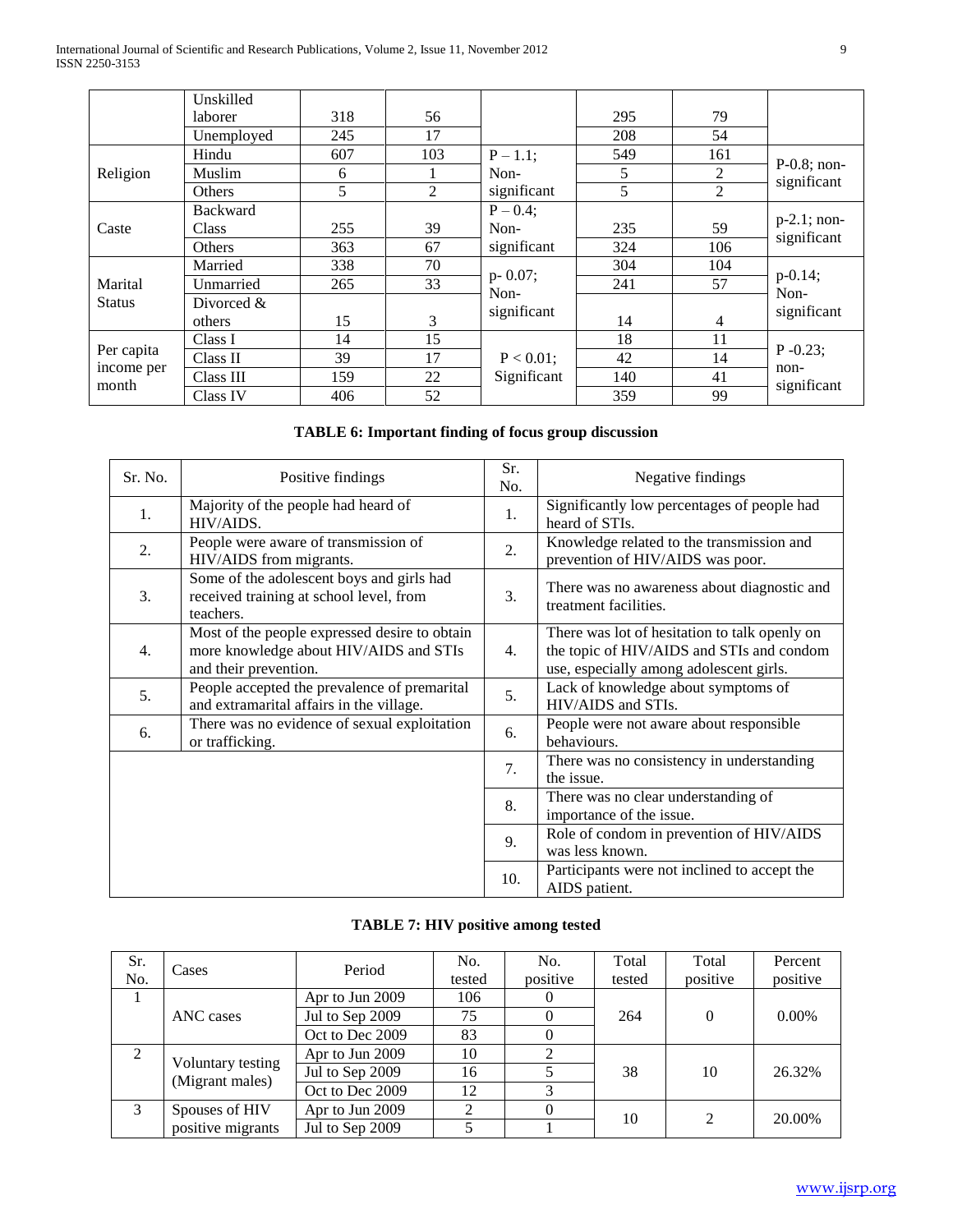| | | | | | | | |
|---|---|---|---|---|---|---|---|
| | Unskilled laborer | 318 | 56 | | 295 | 79 | |
| | Unemployed | 245 | 17 | | 208 | 54 | |
| Religion | Hindu | 607 | 103 | P – 1.1; Non-significant | 549 | 161 | P-0.8; non-significant |
| | Muslim | 6 | 1 | | 5 | 2 | |
| | Others | 5 | 2 | | 5 | 2 | |
| Caste | Backward Class | 255 | 39 | P – 0.4; Non-significant | 235 | 59 | p-2.1; non-significant |
| | Others | 363 | 67 | | 324 | 106 | |
| Marital Status | Married | 338 | 70 | p- 0.07; Non-significant | 304 | 104 | p-0.14; Non-significant |
| | Unmarried | 265 | 33 | | 241 | 57 | |
| | Divorced & others | 15 | 3 | | 14 | 4 | |
| Per capita income per month | Class I | 14 | 15 | P < 0.01; Significant | 18 | 11 | P -0.23; non-significant |
| | Class II | 39 | 17 | | 42 | 14 | |
| | Class III | 159 | 22 | | 140 | 41 | |
| | Class IV | 406 | 52 | | 359 | 99 | |

**TABLE 6: Important finding of focus group discussion**

| Sr. No. | Positive findings | Sr. No. | Negative findings |
|---|---|---|---|
| 1. | Majority of the people had heard of HIV/AIDS. | 1. | Significantly low percentages of people had heard of STIs. |
| 2. | People were aware of transmission of HIV/AIDS from migrants. | 2. | Knowledge related to the transmission and prevention of HIV/AIDS was poor. |
| 3. | Some of the adolescent boys and girls had received training at school level, from teachers. | 3. | There was no awareness about diagnostic and treatment facilities. |
| 4. | Most of the people expressed desire to obtain more knowledge about HIV/AIDS and STIs and their prevention. | 4. | There was lot of hesitation to talk openly on the topic of HIV/AIDS and STIs and condom use, especially among adolescent girls. |
| 5. | People accepted the prevalence of premarital and extramarital affairs in the village. | 5. | Lack of knowledge about symptoms of HIV/AIDS and STIs. |
| 6. | There was no evidence of sexual exploitation or trafficking. | 6. | People were not aware about responsible behaviours. |
| | | 7. | There was no consistency in understanding the issue. |
| | | 8. | There was no clear understanding of importance of the issue. |
| | | 9. | Role of condom in prevention of HIV/AIDS was less known. |
| | | 10. | Participants were not inclined to accept the AIDS patient. |

**TABLE 7: HIV positive among tested**

| Sr. No. | Cases | Period | No. tested | No. positive | Total tested | Total positive | Percent positive |
|---|---|---|---|---|---|---|---|
| 1 | ANC cases | Apr to Jun 2009 | 106 | 0 | 264 | 0 | 0.00% |
| | | Jul to Sep 2009 | 75 | 0 | | | |
| | | Oct to Dec 2009 | 83 | 0 | | | |
| 2 | Voluntary testing (Migrant males) | Apr to Jun 2009 | 10 | 2 | 38 | 10 | 26.32% |
| | | Jul to Sep 2009 | 16 | 5 | | | |
| | | Oct to Dec 2009 | 12 | 3 | | | |
| 3 | Spouses of HIV positive migrants | Apr to Jun 2009 | 2 | 0 | 10 | 2 | 20.00% |
| | | Jul to Sep 2009 | 5 | 1 | | | |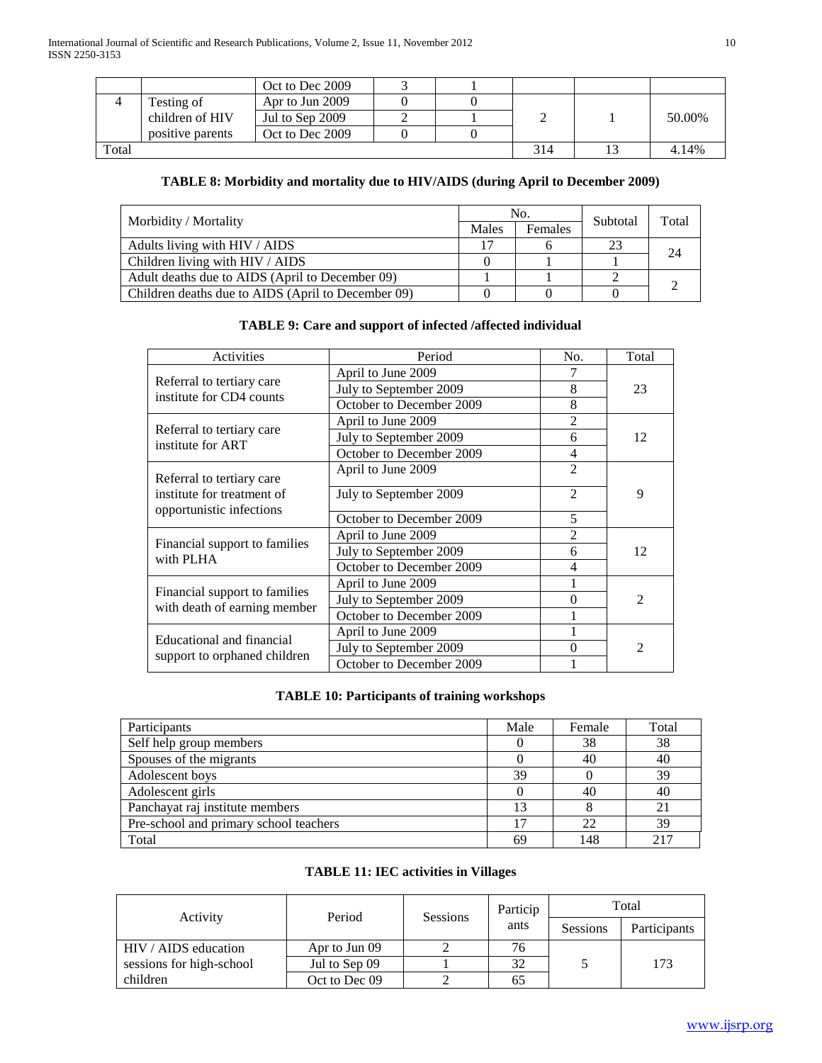| | | | | | | | |
|---|---|---|---|---|---|---|---|
| | | Oct to Dec 2009 | 3 | 1 | | | |
| 4 | Testing of children of HIV positive parents | Apr to Jun 2009 | 0 | 0 | 2 | 1 | 50.00% |
| | | Jul to Sep 2009 | 2 | 1 | | | |
| | | Oct to Dec 2009 | 0 | 0 | | | |
| Total | | | | | 314 | 13 | 4.14% |

**TABLE 8: Morbidity and mortality due to HIV/AIDS (during April to December 2009)**

| Morbidity / Mortality | No. | | Subtotal | Total |
|---|---|---|---|---|
| | Males | Females | | |
| Adults living with HIV / AIDS | 17 | 6 | 23 | 24 |
| Children living with HIV / AIDS | 0 | 1 | 1 | |
| Adult deaths due to AIDS (April to December 09) | 1 | 1 | 2 | 2 |
| Children deaths due to AIDS (April to December 09) | 0 | 0 | 0 | |

**TABLE 9: Care and support of infected /affected individual**

| Activities | Period | No. | Total |
|---|---|---|---|
| Referral to tertiary care institute for CD4 counts | April to June 2009 | 7 | 23 |
| | July to September 2009 | 8 | |
| | October to December 2009 | 8 | |
| Referral to tertiary care institute for ART | April to June 2009 | 2 | 12 |
| | July to September 2009 | 6 | |
| | October to December 2009 | 4 | |
| Referral to tertiary care institute for treatment of opportunistic infections | April to June 2009 | 2 | 9 |
| | July to September 2009 | 2 | |
| | October to December 2009 | 5 | |
| Financial support to families with PLHA | April to June 2009 | 2 | 12 |
| | July to September 2009 | 6 | |
| | October to December 2009 | 4 | |
| Financial support to families with death of earning member | April to June 2009 | 1 | 2 |
| | July to September 2009 | 0 | |
| | October to December 2009 | 1 | |
| Educational and financial support to orphaned children | April to June 2009 | 1 | 2 |
| | July to September 2009 | 0 | |
| | October to December 2009 | 1 | |

**TABLE 10: Participants of training workshops**

| Participants | Male | Female | Total |
|---|---|---|---|
| Self help group members | 0 | 38 | 38 |
| Spouses of the migrants | 0 | 40 | 40 |
| Adolescent boys | 39 | 0 | 39 |
| Adolescent girls | 0 | 40 | 40 |
| Panchayat raj institute members | 13 | 8 | 21 |
| Pre-school and primary school teachers | 17 | 22 | 39 |
| Total | 69 | 148 | 217 |

**TABLE 11: IEC activities in Villages**

| Activity | Period | Sessions | Participants | Total | |
|---|---|---|---|---|---|
| | | | | Sessions | Participants |
| HIV / AIDS education sessions for high-school children | Apr to Jun 09 | 2 | 76 | 5 | 173 |
| | Jul to Sep 09 | 1 | 32 | | |
| | Oct to Dec 09 | 2 | 65 | | |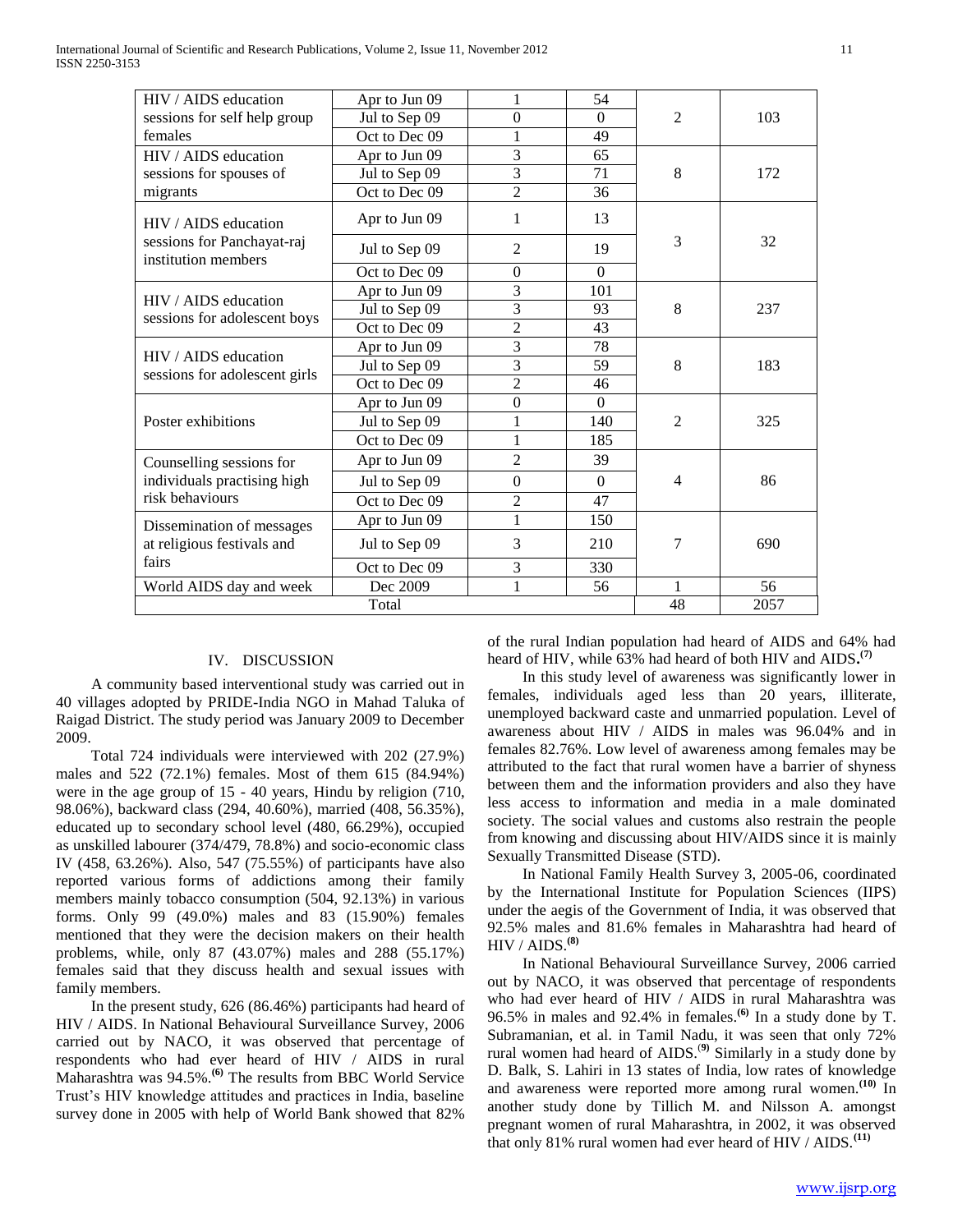| | | | | | |
|---|---|---|---|---|---|
| HIV / AIDS education sessions for self help group females | Apr to Jun 09 | 1 | 54 | 2 | 103 |
| | Jul to Sep 09 | 0 | 0 | | |
| | Oct to Dec 09 | 1 | 49 | | |
| HIV / AIDS education sessions for spouses of migrants | Apr to Jun 09 | 3 | 65 | 8 | 172 |
| | Jul to Sep 09 | 3 | 71 | | |
| | Oct to Dec 09 | 2 | 36 | | |
| HIV / AIDS education sessions for Panchayat-raj institution members | Apr to Jun 09 | 1 | 13 | 3 | 32 |
| | Jul to Sep 09 | 2 | 19 | | |
| | Oct to Dec 09 | 0 | 0 | | |
| HIV / AIDS education sessions for adolescent boys | Apr to Jun 09 | 3 | 101 | 8 | 237 |
| | Jul to Sep 09 | 3 | 93 | | |
| | Oct to Dec 09 | 2 | 43 | | |
| HIV / AIDS education sessions for adolescent girls | Apr to Jun 09 | 3 | 78 | 8 | 183 |
| | Jul to Sep 09 | 3 | 59 | | |
| | Oct to Dec 09 | 2 | 46 | | |
| Poster exhibitions | Apr to Jun 09 | 0 | 0 | 2 | 325 |
| | Jul to Sep 09 | 1 | 140 | | |
| | Oct to Dec 09 | 1 | 185 | | |
| Counselling sessions for individuals practising high risk behaviours | Apr to Jun 09 | 2 | 39 | 4 | 86 |
| | Jul to Sep 09 | 0 | 0 | | |
| | Oct to Dec 09 | 2 | 47 | | |
| Dissemination of messages at religious festivals and fairs | Apr to Jun 09 | 1 | 150 | 7 | 690 |
| | Jul to Sep 09 | 3 | 210 | | |
| | Oct to Dec 09 | 3 | 330 | | |
| World AIDS day and week | Dec 2009 | 1 | 56 | 1 | 56 |
| Total | | | | 48 | 2057 |

## IV. DISCUSSION

A community based interventional study was carried out in 40 villages adopted by PRIDE-India NGO in Mahad Taluka of Raigad District. The study period was January 2009 to December 2009.

Total 724 individuals were interviewed with 202 (27.9%) males and 522 (72.1%) females. Most of them 615 (84.94%) were in the age group of 15 - 40 years, Hindu by religion (710, 98.06%), backward class (294, 40.60%), married (408, 56.35%), educated up to secondary school level (480, 66.29%), occupied as unskilled labourer (374/479, 78.8%) and socio-economic class IV (458, 63.26%). Also, 547 (75.55%) of participants have also reported various forms of addictions among their family members mainly tobacco consumption (504, 92.13%) in various forms. Only 99 (49.0%) males and 83 (15.90%) females mentioned that they were the decision makers on their health problems, while, only 87 (43.07%) males and 288 (55.17%) females said that they discuss health and sexual issues with family members.

In the present study, 626 (86.46%) participants had heard of HIV / AIDS. In National Behavioural Surveillance Survey, 2006 carried out by NACO, it was observed that percentage of respondents who had ever heard of HIV / AIDS in rural Maharashtra was 94.5%.[6] The results from BBC World Service Trust's HIV knowledge attitudes and practices in India, baseline survey done in 2005 with help of World Bank showed that 82% of the rural Indian population had heard of AIDS and 64% had heard of HIV, while 63% had heard of both HIV and AIDS.[7]

In this study level of awareness was significantly lower in females, individuals aged less than 20 years, illiterate, unemployed backward caste and unmarried population. Level of awareness about HIV / AIDS in males was 96.04% and in females 82.76%. Low level of awareness among females may be attributed to the fact that rural women have a barrier of shyness between them and the information providers and also they have less access to information and media in a male dominated society. The social values and customs also restrain the people from knowing and discussing about HIV/AIDS since it is mainly Sexually Transmitted Disease (STD).

In National Family Health Survey 3, 2005-06, coordinated by the International Institute for Population Sciences (IIPS) under the aegis of the Government of India, it was observed that 92.5% males and 81.6% females in Maharashtra had heard of HIV / AIDS.[8]

In National Behavioural Surveillance Survey, 2006 carried out by NACO, it was observed that percentage of respondents who had ever heard of HIV / AIDS in rural Maharashtra was 96.5% in males and 92.4% in females.[6] In a study done by T. Subramanian, et al. in Tamil Nadu, it was seen that only 72% rural women had heard of AIDS.[9] Similarly in a study done by D. Balk, S. Lahiri in 13 states of India, low rates of knowledge and awareness were reported more among rural women.[10] In another study done by Tillich M. and Nilsson A. amongst pregnant women of rural Maharashtra, in 2002, it was observed that only 81% rural women had ever heard of HIV / AIDS.[11]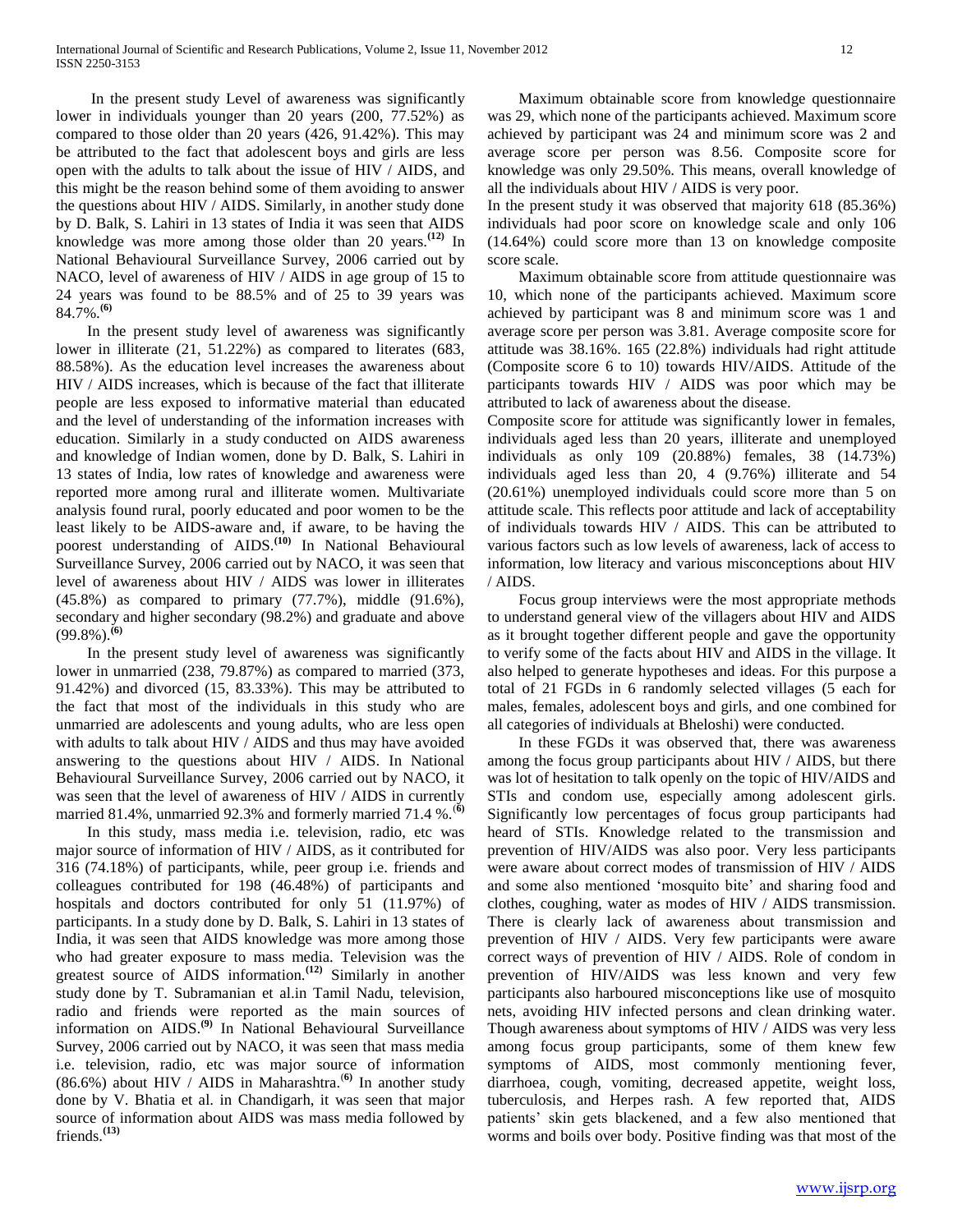In the present study Level of awareness was significantly lower in individuals younger than 20 years (200, 77.52%) as compared to those older than 20 years (426, 91.42%). This may be attributed to the fact that adolescent boys and girls are less open with the adults to talk about the issue of HIV / AIDS, and this might be the reason behind some of them avoiding to answer the questions about HIV / AIDS. Similarly, in another study done by D. Balk, S. Lahiri in 13 states of India it was seen that AIDS knowledge was more among those older than 20 years.[12] In National Behavioural Surveillance Survey, 2006 carried out by NACO, level of awareness of HIV / AIDS in age group of 15 to 24 years was found to be 88.5% and of 25 to 39 years was 84.7%.[6]

In the present study level of awareness was significantly lower in illiterate (21, 51.22%) as compared to literates (683, 88.58%). As the education level increases the awareness about HIV / AIDS increases, which is because of the fact that illiterate people are less exposed to informative material than educated and the level of understanding of the information increases with education. Similarly in a study conducted on AIDS awareness and knowledge of Indian women, done by D. Balk, S. Lahiri in 13 states of India, low rates of knowledge and awareness were reported more among rural and illiterate women. Multivariate analysis found rural, poorly educated and poor women to be the least likely to be AIDS-aware and, if aware, to be having the poorest understanding of AIDS.[10] In National Behavioural Surveillance Survey, 2006 carried out by NACO, it was seen that level of awareness about HIV / AIDS was lower in illiterates (45.8%) as compared to primary (77.7%), middle (91.6%), secondary and higher secondary (98.2%) and graduate and above (99.8%).[6]

In the present study level of awareness was significantly lower in unmarried (238, 79.87%) as compared to married (373, 91.42%) and divorced (15, 83.33%). This may be attributed to the fact that most of the individuals in this study who are unmarried are adolescents and young adults, who are less open with adults to talk about HIV / AIDS and thus may have avoided answering to the questions about HIV / AIDS. In National Behavioural Surveillance Survey, 2006 carried out by NACO, it was seen that the level of awareness of HIV / AIDS in currently married 81.4%, unmarried 92.3% and formerly married 71.4 %.[6]

In this study, mass media i.e. television, radio, etc was major source of information of HIV / AIDS, as it contributed for 316 (74.18%) of participants, while, peer group i.e. friends and colleagues contributed for 198 (46.48%) of participants and hospitals and doctors contributed for only 51 (11.97%) of participants. In a study done by D. Balk, S. Lahiri in 13 states of India, it was seen that AIDS knowledge was more among those who had greater exposure to mass media. Television was the greatest source of AIDS information.[12] Similarly in another study done by T. Subramanian et al.in Tamil Nadu, television, radio and friends were reported as the main sources of information on AIDS.[9] In National Behavioural Surveillance Survey, 2006 carried out by NACO, it was seen that mass media i.e. television, radio, etc was major source of information (86.6%) about HIV / AIDS in Maharashtra.[6] In another study done by V. Bhatia et al. in Chandigarh, it was seen that major source of information about AIDS was mass media followed by friends.[13]

Maximum obtainable score from knowledge questionnaire was 29, which none of the participants achieved. Maximum score achieved by participant was 24 and minimum score was 2 and average score per person was 8.56. Composite score for knowledge was only 29.50%. This means, overall knowledge of all the individuals about HIV / AIDS is very poor.

In the present study it was observed that majority 618 (85.36%) individuals had poor score on knowledge scale and only 106 (14.64%) could score more than 13 on knowledge composite score scale.

Maximum obtainable score from attitude questionnaire was 10, which none of the participants achieved. Maximum score achieved by participant was 8 and minimum score was 1 and average score per person was 3.81. Average composite score for attitude was 38.16%. 165 (22.8%) individuals had right attitude (Composite score 6 to 10) towards HIV/AIDS. Attitude of the participants towards HIV / AIDS was poor which may be attributed to lack of awareness about the disease.

Composite score for attitude was significantly lower in females, individuals aged less than 20 years, illiterate and unemployed individuals as only 109 (20.88%) females, 38 (14.73%) individuals aged less than 20, 4 (9.76%) illiterate and 54 (20.61%) unemployed individuals could score more than 5 on attitude scale. This reflects poor attitude and lack of acceptability of individuals towards HIV / AIDS. This can be attributed to various factors such as low levels of awareness, lack of access to information, low literacy and various misconceptions about HIV / AIDS.

Focus group interviews were the most appropriate methods to understand general view of the villagers about HIV and AIDS as it brought together different people and gave the opportunity to verify some of the facts about HIV and AIDS in the village. It also helped to generate hypotheses and ideas. For this purpose a total of 21 FGDs in 6 randomly selected villages (5 each for males, females, adolescent boys and girls, and one combined for all categories of individuals at Bheloshi) were conducted.

In these FGDs it was observed that, there was awareness among the focus group participants about HIV / AIDS, but there was lot of hesitation to talk openly on the topic of HIV/AIDS and STIs and condom use, especially among adolescent girls. Significantly low percentages of focus group participants had heard of STIs. Knowledge related to the transmission and prevention of HIV/AIDS was also poor. Very less participants were aware about correct modes of transmission of HIV / AIDS and some also mentioned 'mosquito bite' and sharing food and clothes, coughing, water as modes of HIV / AIDS transmission. There is clearly lack of awareness about transmission and prevention of HIV / AIDS. Very few participants were aware correct ways of prevention of HIV / AIDS. Role of condom in prevention of HIV/AIDS was less known and very few participants also harboured misconceptions like use of mosquito nets, avoiding HIV infected persons and clean drinking water. Though awareness about symptoms of HIV / AIDS was very less among focus group participants, some of them knew few symptoms of AIDS, most commonly mentioning fever, diarrhoea, cough, vomiting, decreased appetite, weight loss, tuberculosis, and Herpes rash. A few reported that, AIDS patients' skin gets blackened, and a few also mentioned that worms and boils over body. Positive finding was that most of the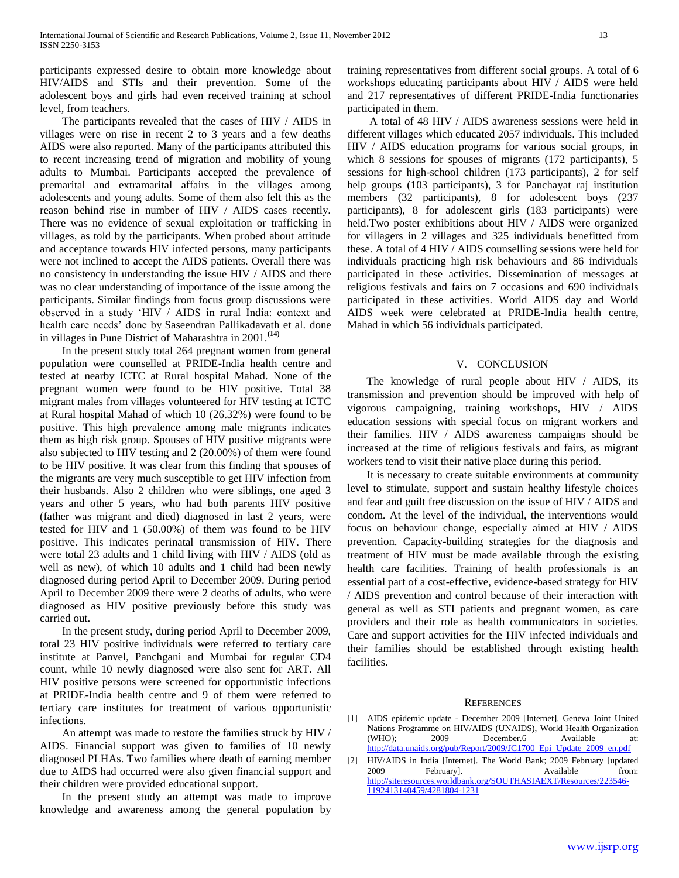participants expressed desire to obtain more knowledge about HIV/AIDS and STIs and their prevention. Some of the adolescent boys and girls had even received training at school level, from teachers.

The participants revealed that the cases of HIV / AIDS in villages were on rise in recent 2 to 3 years and a few deaths AIDS were also reported. Many of the participants attributed this to recent increasing trend of migration and mobility of young adults to Mumbai. Participants accepted the prevalence of premarital and extramarital affairs in the villages among adolescents and young adults. Some of them also felt this as the reason behind rise in number of HIV / AIDS cases recently. There was no evidence of sexual exploitation or trafficking in villages, as told by the participants. When probed about attitude and acceptance towards HIV infected persons, many participants were not inclined to accept the AIDS patients. Overall there was no consistency in understanding the issue HIV / AIDS and there was no clear understanding of importance of the issue among the participants. Similar findings from focus group discussions were observed in a study 'HIV / AIDS in rural India: context and health care needs' done by Saseendran Pallikadavath et al. done in villages in Pune District of Maharashtra in 2001.[14]

In the present study total 264 pregnant women from general population were counselled at PRIDE-India health centre and tested at nearby ICTC at Rural hospital Mahad. None of the pregnant women were found to be HIV positive. Total 38 migrant males from villages volunteered for HIV testing at ICTC at Rural hospital Mahad of which 10 (26.32%) were found to be positive. This high prevalence among male migrants indicates them as high risk group. Spouses of HIV positive migrants were also subjected to HIV testing and 2 (20.00%) of them were found to be HIV positive. It was clear from this finding that spouses of the migrants are very much susceptible to get HIV infection from their husbands. Also 2 children who were siblings, one aged 3 years and other 5 years, who had both parents HIV positive (father was migrant and died) diagnosed in last 2 years, were tested for HIV and 1 (50.00%) of them was found to be HIV positive. This indicates perinatal transmission of HIV. There were total 23 adults and 1 child living with HIV / AIDS (old as well as new), of which 10 adults and 1 child had been newly diagnosed during period April to December 2009. During period April to December 2009 there were 2 deaths of adults, who were diagnosed as HIV positive previously before this study was carried out.

In the present study, during period April to December 2009, total 23 HIV positive individuals were referred to tertiary care institute at Panvel, Panchgani and Mumbai for regular CD4 count, while 10 newly diagnosed were also sent for ART. All HIV positive persons were screened for opportunistic infections at PRIDE-India health centre and 9 of them were referred to tertiary care institutes for treatment of various opportunistic infections.

An attempt was made to restore the families struck by HIV / AIDS. Financial support was given to families of 10 newly diagnosed PLHAs. Two families where death of earning member due to AIDS had occurred were also given financial support and their children were provided educational support.

In the present study an attempt was made to improve knowledge and awareness among the general population by training representatives from different social groups. A total of 6 workshops educating participants about HIV / AIDS were held and 217 representatives of different PRIDE-India functionaries participated in them.

A total of 48 HIV / AIDS awareness sessions were held in different villages which educated 2057 individuals. This included HIV / AIDS education programs for various social groups, in which 8 sessions for spouses of migrants (172 participants), 5 sessions for high-school children (173 participants), 2 for self help groups (103 participants), 3 for Panchayat raj institution members (32 participants), 8 for adolescent boys (237 participants), 8 for adolescent girls (183 participants) were held.Two poster exhibitions about HIV / AIDS were organized for villagers in 2 villages and 325 individuals benefitted from these. A total of 4 HIV / AIDS counselling sessions were held for individuals practicing high risk behaviours and 86 individuals participated in these activities. Dissemination of messages at religious festivals and fairs on 7 occasions and 690 individuals participated in these activities. World AIDS day and World AIDS week were celebrated at PRIDE-India health centre, Mahad in which 56 individuals participated.

## V. CONCLUSION

The knowledge of rural people about HIV / AIDS, its transmission and prevention should be improved with help of vigorous campaigning, training workshops, HIV / AIDS education sessions with special focus on migrant workers and their families. HIV / AIDS awareness campaigns should be increased at the time of religious festivals and fairs, as migrant workers tend to visit their native place during this period.

It is necessary to create suitable environments at community level to stimulate, support and sustain healthy lifestyle choices and fear and guilt free discussion on the issue of HIV / AIDS and condom. At the level of the individual, the interventions would focus on behaviour change, especially aimed at HIV / AIDS prevention. Capacity-building strategies for the diagnosis and treatment of HIV must be made available through the existing health care facilities. Training of health professionals is an essential part of a cost-effective, evidence-based strategy for HIV / AIDS prevention and control because of their interaction with general as well as STI patients and pregnant women, as care providers and their role as health communicators in societies. Care and support activities for the HIV infected individuals and their families should be established through existing health facilities.

## REFERENCES

[1] AIDS epidemic update - December 2009 [Internet]. Geneva Joint United Nations Programme on HIV/AIDS (UNAIDS), World Health Organization (WHO); 2009 December.6 Available at: http://data.unaids.org/pub/Report/2009/JC1700_Epi_Update_2009_en.pdf

[2] HIV/AIDS in India [Internet]. The World Bank; 2009 February [updated 2009 February]. Available from: http://siteresources.worldbank.org/SOUTHASIAEXT/Resources/223546-1192413140459/4281804-1231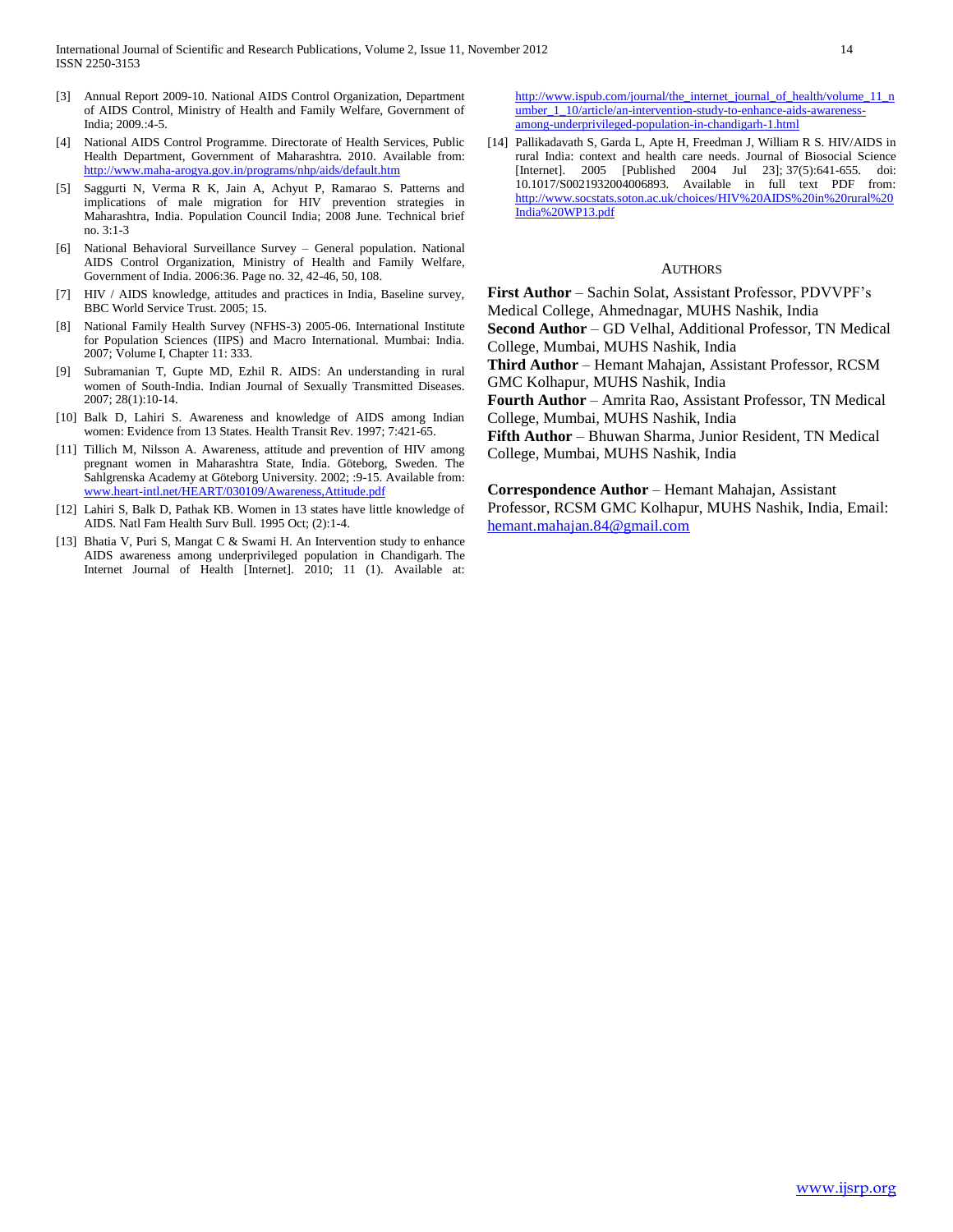[3] Annual Report 2009-10. National AIDS Control Organization, Department of AIDS Control, Ministry of Health and Family Welfare, Government of India; 2009.:4-5.

[4] National AIDS Control Programme. Directorate of Health Services, Public Health Department, Government of Maharashtra. 2010. Available from: http://www.maha-arogya.gov.in/programs/nhp/aids/default.htm

[5] Saggurti N, Verma R K, Jain A, Achyut P, Ramarao S. Patterns and implications of male migration for HIV prevention strategies in Maharashtra, India. Population Council India; 2008 June. Technical brief no. 3:1-3

[6] National Behavioral Surveillance Survey – General population. National AIDS Control Organization, Ministry of Health and Family Welfare, Government of India. 2006:36. Page no. 32, 42-46, 50, 108.

[7] HIV / AIDS knowledge, attitudes and practices in India, Baseline survey, BBC World Service Trust. 2005; 15.

[8] National Family Health Survey (NFHS-3) 2005-06. International Institute for Population Sciences (IIPS) and Macro International. Mumbai: India. 2007; Volume I, Chapter 11: 333.

[9] Subramanian T, Gupte MD, Ezhil R. AIDS: An understanding in rural women of South-India. Indian Journal of Sexually Transmitted Diseases. 2007; 28(1):10-14.

[10] Balk D, Lahiri S. Awareness and knowledge of AIDS among Indian women: Evidence from 13 States. Health Transit Rev. 1997; 7:421-65.

[11] Tillich M, Nilsson A. Awareness, attitude and prevention of HIV among pregnant women in Maharashtra State, India. Göteborg, Sweden. The Sahlgrenska Academy at Göteborg University. 2002; :9-15. Available from: www.heart-intl.net/HEART/030109/Awareness,Attitude.pdf

[12] Lahiri S, Balk D, Pathak KB. Women in 13 states have little knowledge of AIDS. Natl Fam Health Surv Bull. 1995 Oct; (2):1-4.

[13] Bhatia V, Puri S, Mangat C & Swami H. An Intervention study to enhance AIDS awareness among underprivileged population in Chandigarh. The Internet Journal of Health [Internet]. 2010; 11 (1). Available at: http://www.ispub.com/journal/the_internet_journal_of_health/volume_11_number_1_10/article/an-intervention-study-to-enhance-aids-awareness-among-underprivileged-population-in-chandigarh-1.html

[14] Pallikadavath S, Garda L, Apte H, Freedman J, William R S. HIV/AIDS in rural India: context and health care needs. Journal of Biosocial Science [Internet]. 2005 [Published 2004 Jul 23]; 37(5):641-655. doi: 10.1017/S0021932004006893. Available in full text PDF from: http://www.socstats.soton.ac.uk/choices/HIV%20AIDS%20in%20rural%20India%20WP13.pdf

## Authors

**First Author** – Sachin Solat, Assistant Professor, PDVVPF's Medical College, Ahmednagar, MUHS Nashik, India

**Second Author** – GD Velhal, Additional Professor, TN Medical College, Mumbai, MUHS Nashik, India

**Third Author** – Hemant Mahajan, Assistant Professor, RCSM GMC Kolhapur, MUHS Nashik, India

**Fourth Author** – Amrita Rao, Assistant Professor, TN Medical College, Mumbai, MUHS Nashik, India

**Fifth Author** – Bhuwan Sharma, Junior Resident, TN Medical College, Mumbai, MUHS Nashik, India

**Correspondence Author** – Hemant Mahajan, Assistant Professor, RCSM GMC Kolhapur, MUHS Nashik, India, Email: hemant.mahajan.84@gmail.com